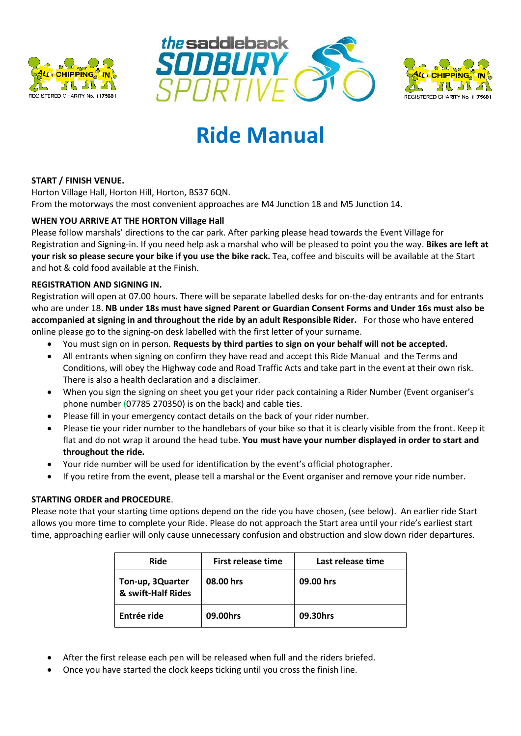# Ride Manual

**START / FINISH VENUE.**

Horton Village Hall, Horton Hill, Horton, BS37 6QN.
From the motorways the most convenient approaches are M4 Junction 18 and M5 Junction 14.

**WHEN YOU ARRIVE AT THE HORTON Village Hall**

Please follow marshals' directions to the car park. After parking please head towards the Event Village for Registration and Signing-in. If you need help ask a marshal who will be pleased to point you the way. **Bikes are left at your risk so please secure your bike if you use the bike rack.** Tea, coffee and biscuits will be available at the Start and hot & cold food available at the Finish.

**REGISTRATION AND SIGNING IN.**

Registration will open at 07.00 hours. There will be separate labelled desks for on-the-day entrants and for entrants who are under 18. **NB under 18s must have signed Parent or Guardian Consent Forms and Under 16s must also be accompanied at signing in and throughout the ride by an adult Responsible Rider.** For those who have entered online please go to the signing-on desk labelled with the first letter of your surname.

- You must sign on in person. **Requests by third parties to sign on your behalf will not be accepted.**
- All entrants when signing on confirm they have read and accept this Ride Manual and the Terms and Conditions, will obey the Highway code and Road Traffic Acts and take part in the event at their own risk. There is also a health declaration and a disclaimer.
- When you sign the signing on sheet you get your rider pack containing a Rider Number (Event organiser's phone number (07785 270350) is on the back) and cable ties.
- Please fill in your emergency contact details on the back of your rider number.
- Please tie your rider number to the handlebars of your bike so that it is clearly visible from the front. Keep it flat and do not wrap it around the head tube. **You must have your number displayed in order to start and throughout the ride.**
- Your ride number will be used for identification by the event's official photographer.
- If you retire from the event, please tell a marshal or the Event organiser and remove your ride number.

**STARTING ORDER and PROCEDURE**.

Please note that your starting time options depend on the ride you have chosen, (see below). An earlier ride Start allows you more time to complete your Ride. Please do not approach the Start area until your ride's earliest start time, approaching earlier will only cause unnecessary confusion and obstruction and slow down rider departures.

| Ride | First release time | Last release time |
|---|---|---|
| **Ton-up, 3Quarter & swift-Half Rides** | **08.00 hrs** | **09.00 hrs** |
| **Entrée ride** | **09.00hrs** | **09.30hrs** |

- After the first release each pen will be released when full and the riders briefed.
- Once you have started the clock keeps ticking until you cross the finish line.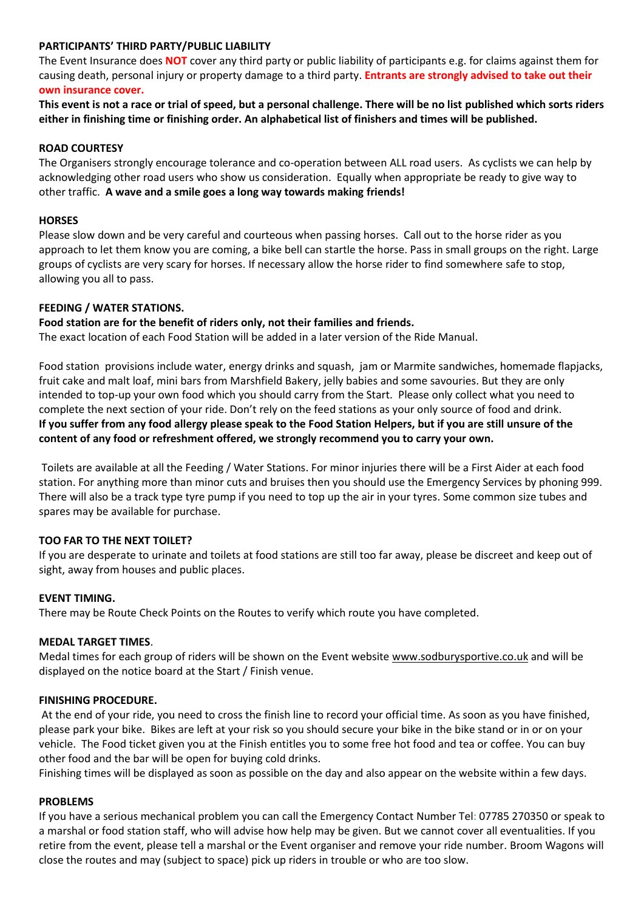## PARTICIPANTS' THIRD PARTY/PUBLIC LIABILITY

The Event Insurance does **NOT** cover any third party or public liability of participants e.g. for claims against them for causing death, personal injury or property damage to a third party. **Entrants are strongly advised to take out their own insurance cover.**

**This event is not a race or trial of speed, but a personal challenge. There will be no list published which sorts riders either in finishing time or finishing order. An alphabetical list of finishers and times will be published.**

## ROAD COURTESY

The Organisers strongly encourage tolerance and co-operation between ALL road users. As cyclists we can help by acknowledging other road users who show us consideration. Equally when appropriate be ready to give way to other traffic. **A wave and a smile goes a long way towards making friends!**

## HORSES

Please slow down and be very careful and courteous when passing horses. Call out to the horse rider as you approach to let them know you are coming, a bike bell can startle the horse. Pass in small groups on the right. Large groups of cyclists are very scary for horses. If necessary allow the horse rider to find somewhere safe to stop, allowing you all to pass.

## FEEDING / WATER STATIONS.

**Food station are for the benefit of riders only, not their families and friends.**

The exact location of each Food Station will be added in a later version of the Ride Manual.

Food station provisions include water, energy drinks and squash, jam or Marmite sandwiches, homemade flapjacks, fruit cake and malt loaf, mini bars from Marshfield Bakery, jelly babies and some savouries. But they are only intended to top-up your own food which you should carry from the Start. Please only collect what you need to complete the next section of your ride. Don't rely on the feed stations as your only source of food and drink.

**If you suffer from any food allergy please speak to the Food Station Helpers, but if you are still unsure of the content of any food or refreshment offered, we strongly recommend you to carry your own.**

Toilets are available at all the Feeding / Water Stations. For minor injuries there will be a First Aider at each food station. For anything more than minor cuts and bruises then you should use the Emergency Services by phoning 999. There will also be a track type tyre pump if you need to top up the air in your tyres. Some common size tubes and spares may be available for purchase.

## TOO FAR TO THE NEXT TOILET?

If you are desperate to urinate and toilets at food stations are still too far away, please be discreet and keep out of sight, away from houses and public places.

## EVENT TIMING.

There may be Route Check Points on the Routes to verify which route you have completed.

## MEDAL TARGET TIMES.

Medal times for each group of riders will be shown on the Event website www.sodburysportive.co.uk and will be displayed on the notice board at the Start / Finish venue.

## FINISHING PROCEDURE.

At the end of your ride, you need to cross the finish line to record your official time. As soon as you have finished, please park your bike. Bikes are left at your risk so you should secure your bike in the bike stand or in or on your vehicle. The Food ticket given you at the Finish entitles you to some free hot food and tea or coffee. You can buy other food and the bar will be open for buying cold drinks.

Finishing times will be displayed as soon as possible on the day and also appear on the website within a few days.

## PROBLEMS

If you have a serious mechanical problem you can call the Emergency Contact Number Tel: 07785 270350 or speak to a marshal or food station staff, who will advise how help may be given. But we cannot cover all eventualities. If you retire from the event, please tell a marshal or the Event organiser and remove your ride number. Broom Wagons will close the routes and may (subject to space) pick up riders in trouble or who are too slow.